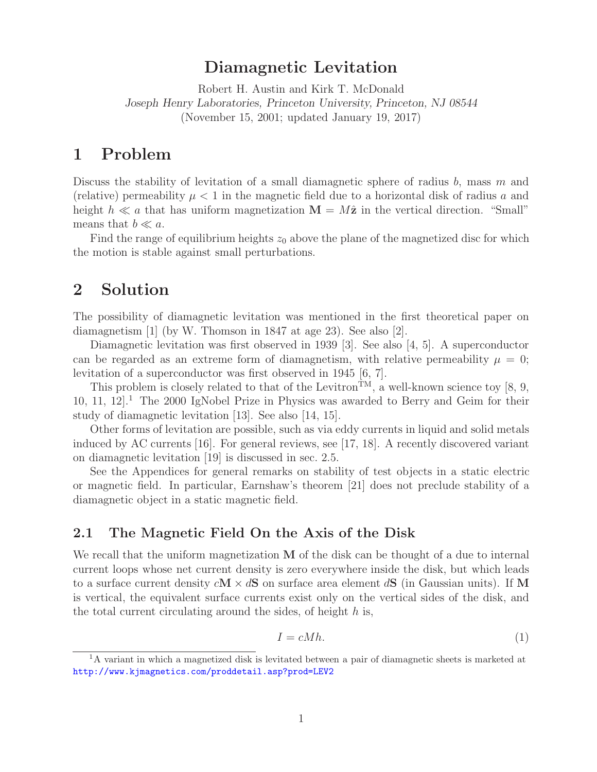# Diamagnetic Levitation

Robert H. Austin and Kirk T. McDonald

*Joseph Henry Laboratories, Princeton University, Princeton, NJ 08544*

(November 15, 2001; updated January 19, 2017)

## 1 Problem

Discuss the stability of levitation of a small diamagnetic sphere of radius $b$, mass $m$ and (relative) permeability $\mu < 1$ in the magnetic field due to a horizontal disk of radius $a$ and height $h \ll a$ that has uniform magnetization $\mathbf{M} = M\hat{\mathbf{z}}$ in the vertical direction. "Small" means that $b \ll a$.

Find the range of equilibrium heights $z_0$ above the plane of the magnetized disc for which the motion is stable against small perturbations.

## 2 Solution

The possibility of diamagnetic levitation was mentioned in the first theoretical paper on diamagnetism [1] (by W. Thomson in 1847 at age 23). See also [2].

Diamagnetic levitation was first observed in 1939 [3]. See also [4, 5]. A superconductor can be regarded as an extreme form of diamagnetism, with relative permeability $\mu = 0$; levitation of a superconductor was first observed in 1945 [6, 7].

This problem is closely related to that of the Levitron™, a well-known science toy [8, 9, 10, 11, 12].[1] The 2000 IgNobel Prize in Physics was awarded to Berry and Geim for their study of diamagnetic levitation [13]. See also [14, 15].

Other forms of levitation are possible, such as via eddy currents in liquid and solid metals induced by AC currents [16]. For general reviews, see [17, 18]. A recently discovered variant on diamagnetic levitation [19] is discussed in sec. 2.5.

See the Appendices for general remarks on stability of test objects in a static electric or magnetic field. In particular, Earnshaw's theorem [21] does not preclude stability of a diamagnetic object in a static magnetic field.

### 2.1 The Magnetic Field On the Axis of the Disk

We recall that the uniform magnetization $\mathbf{M}$ of the disk can be thought of a due to internal current loops whose net current density is zero everywhere inside the disk, but which leads to a surface current density $c\mathbf{M} \times d\mathbf{S}$ on surface area element $d\mathbf{S}$ (in Gaussian units). If $\mathbf{M}$ is vertical, the equivalent surface currents exist only on the vertical sides of the disk, and the total current circulating around the sides, of height $h$ is,

$$I = cMh. \tag{1}$$

[1] A variant in which a magnetized disk is levitated between a pair of diamagnetic sheets is marketed at http://www.kjmagnetics.com/proddetail.asp?prod=LEV2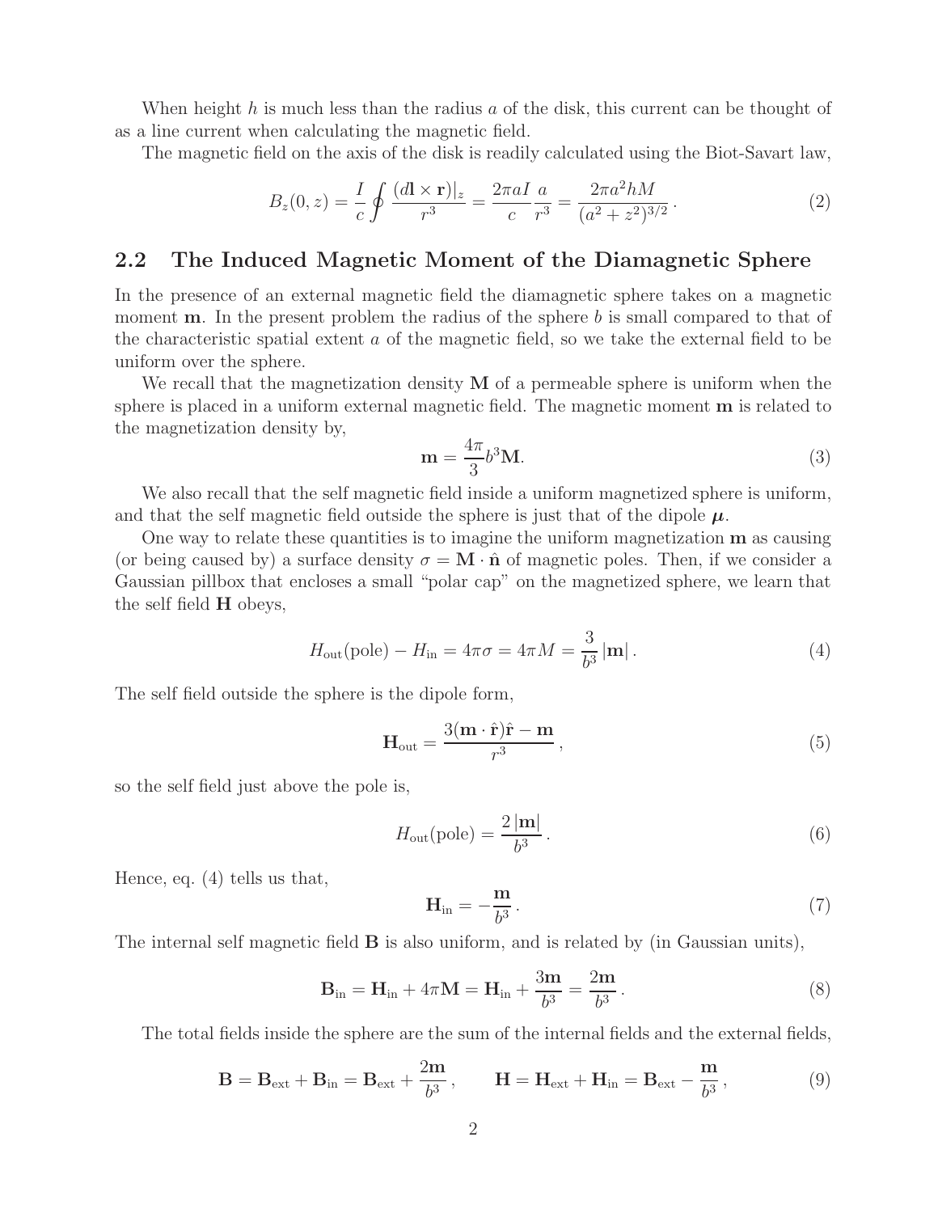When height $h$ is much less than the radius $a$ of the disk, this current can be thought of as a line current when calculating the magnetic field.

The magnetic field on the axis of the disk is readily calculated using the Biot-Savart law,

$$B_z(0,z) = \frac{I}{c}\oint \frac{(d\mathbf{l}\times\mathbf{r})|_z}{r^3} = \frac{2\pi a I}{c}\frac{a}{r^3} = \frac{2\pi a^2 h M}{(a^2+z^2)^{3/2}}\,. \tag{2}$$

## 2.2 The Induced Magnetic Moment of the Diamagnetic Sphere

In the presence of an external magnetic field the diamagnetic sphere takes on a magnetic moment $\mathbf{m}$. In the present problem the radius of the sphere $b$ is small compared to that of the characteristic spatial extent $a$ of the magnetic field, so we take the external field to be uniform over the sphere.

We recall that the magnetization density $\mathbf{M}$ of a permeable sphere is uniform when the sphere is placed in a uniform external magnetic field. The magnetic moment $\mathbf{m}$ is related to the magnetization density by,

$$\mathbf{m} = \frac{4\pi}{3}b^3\mathbf{M}. \tag{3}$$

We also recall that the self magnetic field inside a uniform magnetized sphere is uniform, and that the self magnetic field outside the sphere is just that of the dipole $\boldsymbol{\mu}$.

One way to relate these quantities is to imagine the uniform magnetization $\mathbf{m}$ as causing (or being caused by) a surface density $\sigma = \mathbf{M}\cdot\hat{\mathbf{n}}$ of magnetic poles. Then, if we consider a Gaussian pillbox that encloses a small "polar cap" on the magnetized sphere, we learn that the self field $\mathbf{H}$ obeys,

$$H_{\rm out}({\rm pole}) - H_{\rm in} = 4\pi\sigma = 4\pi M = \frac{3}{b^3}\left|\mathbf{m}\right|. \tag{4}$$

The self field outside the sphere is the dipole form,

$$\mathbf{H}_{\rm out} = \frac{3(\mathbf{m}\cdot\hat{\mathbf{r}})\hat{\mathbf{r}} - \mathbf{m}}{r^3}\,, \tag{5}$$

so the self field just above the pole is,

$$H_{\rm out}({\rm pole}) = \frac{2\left|\mathbf{m}\right|}{b^3}\,. \tag{6}$$

Hence, eq. (4) tells us that,

$$\mathbf{H}_{\rm in} = -\frac{\mathbf{m}}{b^3}\,. \tag{7}$$

The internal self magnetic field $\mathbf{B}$ is also uniform, and is related by (in Gaussian units),

$$\mathbf{B}_{\rm in} = \mathbf{H}_{\rm in} + 4\pi\mathbf{M} = \mathbf{H}_{\rm in} + \frac{3\mathbf{m}}{b^3} = \frac{2\mathbf{m}}{b^3}\,. \tag{8}$$

The total fields inside the sphere are the sum of the internal fields and the external fields,

$$\mathbf{B} = \mathbf{B}_{\rm ext} + \mathbf{B}_{\rm in} = \mathbf{B}_{\rm ext} + \frac{2\mathbf{m}}{b^3}\,, \qquad \mathbf{H} = \mathbf{H}_{\rm ext} + \mathbf{H}_{\rm in} = \mathbf{B}_{\rm ext} - \frac{\mathbf{m}}{b^3}\,, \tag{9}$$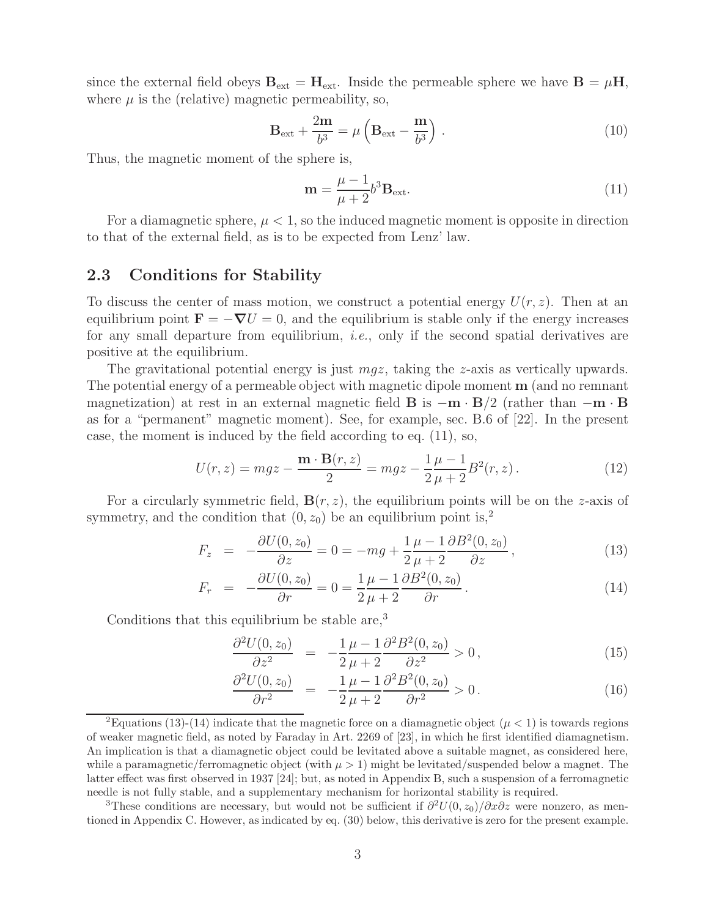since the external field obeys $\mathbf{B}_{\rm ext} = \mathbf{H}_{\rm ext}$. Inside the permeable sphere we have $\mathbf{B} = \mu\mathbf{H}$, where $\mu$ is the (relative) magnetic permeability, so,

$$\mathbf{B}_{\rm ext} + \frac{2\mathbf{m}}{b^3} = \mu\left(\mathbf{B}_{\rm ext} - \frac{\mathbf{m}}{b^3}\right) . \tag{10}$$

Thus, the magnetic moment of the sphere is,

$$\mathbf{m} = \frac{\mu - 1}{\mu + 2} b^3 \mathbf{B}_{\rm ext}. \tag{11}$$

For a diamagnetic sphere, $\mu < 1$, so the induced magnetic moment is opposite in direction to that of the external field, as is to be expected from Lenz' law.

## 2.3 Conditions for Stability

To discuss the center of mass motion, we construct a potential energy $U(r, z)$. Then at an equilibrium point $\mathbf{F} = -\boldsymbol{\nabla} U = 0$, and the equilibrium is stable only if the energy increases for any small departure from equilibrium, *i.e.*, only if the second spatial derivatives are positive at the equilibrium.

The gravitational potential energy is just $mgz$, taking the $z$-axis as vertically upwards. The potential energy of a permeable object with magnetic dipole moment $\mathbf{m}$ (and no remnant magnetization) at rest in an external magnetic field $\mathbf{B}$ is $-\mathbf{m}\cdot\mathbf{B}/2$ (rather than $-\mathbf{m}\cdot\mathbf{B}$ as for a "permanent" magnetic moment). See, for example, sec. B.6 of [22]. In the present case, the moment is induced by the field according to eq. (11), so,

$$U(r, z) = mgz - \frac{\mathbf{m}\cdot\mathbf{B}(r, z)}{2} = mgz - \frac{1}{2}\frac{\mu - 1}{\mu + 2} B^2(r, z) . \tag{12}$$

For a circularly symmetric field, $\mathbf{B}(r, z)$, the equilibrium points will be on the $z$-axis of symmetry, and the condition that $(0, z_0)$ be an equilibrium point is,[2]

$$F_z = -\frac{\partial U(0, z_0)}{\partial z} = 0 = -mg + \frac{1}{2}\frac{\mu - 1}{\mu + 2}\frac{\partial B^2(0, z_0)}{\partial z} , \tag{13}$$

$$F_r = -\frac{\partial U(0, z_0)}{\partial r} = 0 = \frac{1}{2}\frac{\mu - 1}{\mu + 2}\frac{\partial B^2(0, z_0)}{\partial r} . \tag{14}$$

Conditions that this equilibrium be stable are,[3]

$$\frac{\partial^2 U(0, z_0)}{\partial z^2} = -\frac{1}{2}\frac{\mu - 1}{\mu + 2}\frac{\partial^2 B^2(0, z_0)}{\partial z^2} > 0 , \tag{15}$$

$$\frac{\partial^2 U(0, z_0)}{\partial r^2} = -\frac{1}{2}\frac{\mu - 1}{\mu + 2}\frac{\partial^2 B^2(0, z_0)}{\partial r^2} > 0 . \tag{16}$$

---

[2] Equations (13)-(14) indicate that the magnetic force on a diamagnetic object ($\mu < 1$) is towards regions of weaker magnetic field, as noted by Faraday in Art. 2269 of [23], in which he first identified diamagnetism. An implication is that a diamagnetic object could be levitated above a suitable magnet, as considered here, while a paramagnetic/ferromagnetic object (with $\mu > 1$) might be levitated/suspended below a magnet. The latter effect was first observed in 1937 [24]; but, as noted in Appendix B, such a suspension of a ferromagnetic needle is not fully stable, and a supplementary mechanism for horizontal stability is required.

[3] These conditions are necessary, but would not be sufficient if $\partial^2 U(0, z_0)/\partial x\partial z$ were nonzero, as mentioned in Appendix C. However, as indicated by eq. (30) below, this derivative is zero for the present example.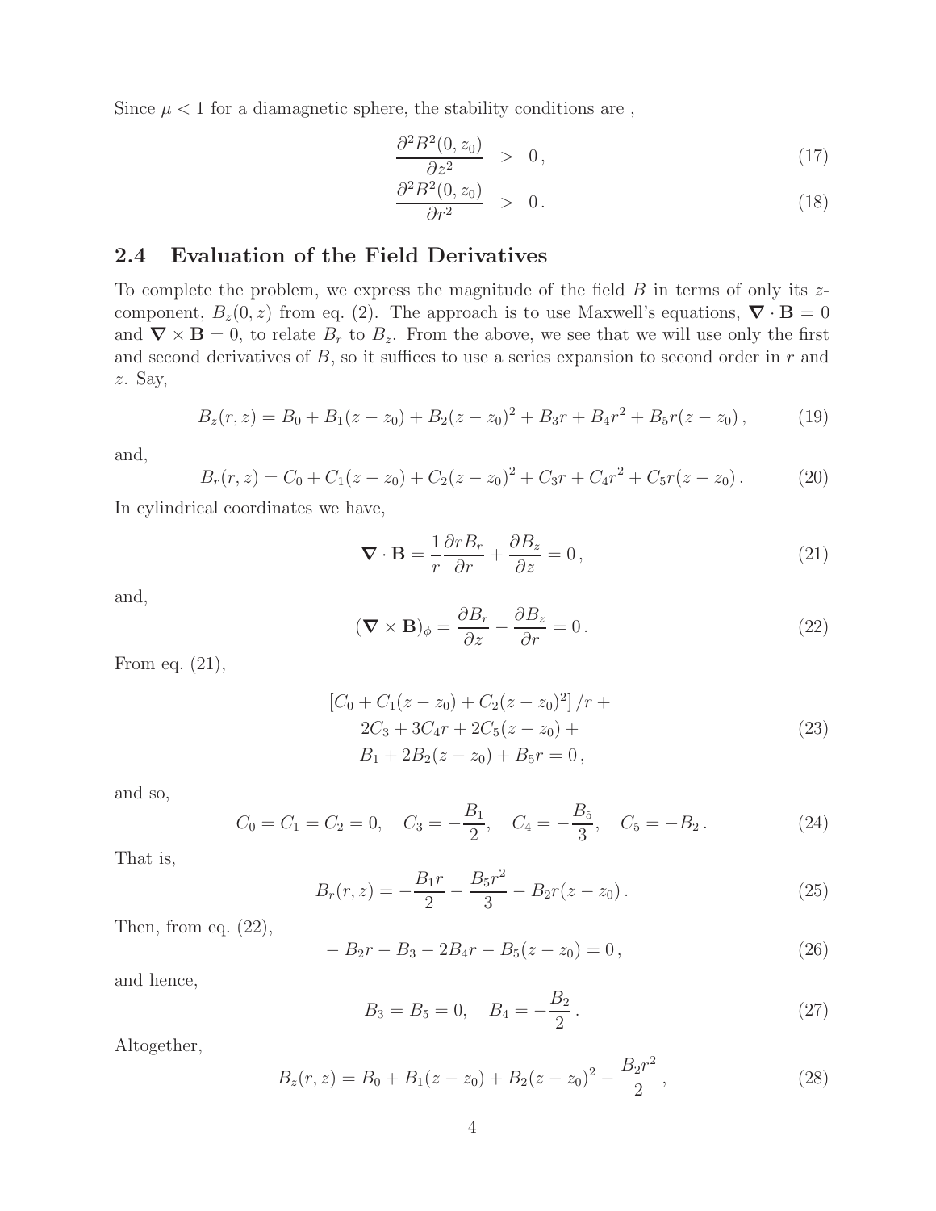Since $\mu < 1$ for a diamagnetic sphere, the stability conditions are ,

$$
\begin{aligned}
\frac{\partial^2 B^2(0, z_0)}{\partial z^2} &> 0\,, &(17)\\
\frac{\partial^2 B^2(0, z_0)}{\partial r^2} &> 0\,. &(18)
\end{aligned}
$$

## 2.4 Evaluation of the Field Derivatives

To complete the problem, we express the magnitude of the field $B$ in terms of only its $z$-component, $B_z(0, z)$ from eq. (2). The approach is to use Maxwell's equations, $\boldsymbol{\nabla} \cdot \mathbf{B} = 0$ and $\boldsymbol{\nabla} \times \mathbf{B} = 0$, to relate $B_r$ to $B_z$. From the above, we see that we will use only the first and second derivatives of $B$, so it suffices to use a series expansion to second order in $r$ and $z$. Say,

$$
B_z(r, z) = B_0 + B_1(z - z_0) + B_2(z - z_0)^2 + B_3 r + B_4 r^2 + B_5 r(z - z_0)\,, \tag{19}
$$

and,

$$
B_r(r, z) = C_0 + C_1(z - z_0) + C_2(z - z_0)^2 + C_3 r + C_4 r^2 + C_5 r(z - z_0)\,. \tag{20}
$$

In cylindrical coordinates we have,

$$
\boldsymbol{\nabla} \cdot \mathbf{B} = \frac{1}{r}\frac{\partial r B_r}{\partial r} + \frac{\partial B_z}{\partial z} = 0\,, \tag{21}
$$

and,

$$
(\boldsymbol{\nabla} \times \mathbf{B})_\phi = \frac{\partial B_r}{\partial z} - \frac{\partial B_z}{\partial r} = 0\,. \tag{22}
$$

From eq. (21),

$$
\begin{aligned}
&\left[C_0 + C_1(z - z_0) + C_2(z - z_0)^2\right]/r + \\
&\quad 2C_3 + 3C_4 r + 2C_5(z - z_0) + \\
&\quad B_1 + 2B_2(z - z_0) + B_5 r = 0\,,
\end{aligned}
\tag{23}
$$

and so,

$$
C_0 = C_1 = C_2 = 0, \quad C_3 = -\frac{B_1}{2}, \quad C_4 = -\frac{B_5}{3}, \quad C_5 = -B_2\,. \tag{24}
$$

That is,

$$
B_r(r, z) = -\frac{B_1 r}{2} - \frac{B_5 r^2}{3} - B_2 r(z - z_0)\,. \tag{25}
$$

Then, from eq. (22),

$$
-B_2 r - B_3 - 2B_4 r - B_5(z - z_0) = 0\,, \tag{26}
$$

and hence,

$$
B_3 = B_5 = 0, \quad B_4 = -\frac{B_2}{2}\,. \tag{27}
$$

Altogether,

$$
B_z(r, z) = B_0 + B_1(z - z_0) + B_2(z - z_0)^2 - \frac{B_2 r^2}{2}\,, \tag{28}
$$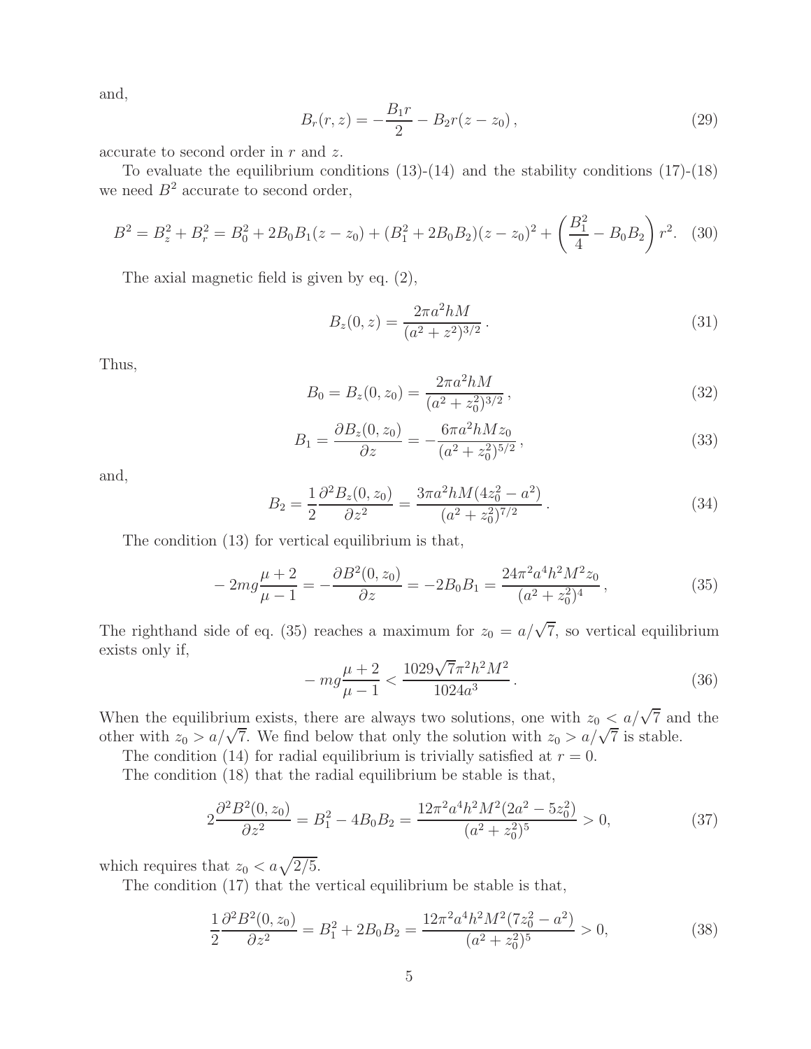and,

$$B_r(r,z) = -\frac{B_1 r}{2} - B_2 r(z - z_0)\,, \tag{29}$$

accurate to second order in $r$ and $z$.

To evaluate the equilibrium conditions (13)-(14) and the stability conditions (17)-(18) we need $B^2$ accurate to second order,

$$B^2 = B_z^2 + B_r^2 = B_0^2 + 2B_0B_1(z - z_0) + (B_1^2 + 2B_0B_2)(z - z_0)^2 + \left(\frac{B_1^2}{4} - B_0B_2\right) r^2. \tag{30}$$

The axial magnetic field is given by eq. (2),

$$B_z(0,z) = \frac{2\pi a^2 hM}{(a^2 + z^2)^{3/2}}\,. \tag{31}$$

Thus,

$$B_0 = B_z(0,z_0) = \frac{2\pi a^2 hM}{(a^2 + z_0^2)^{3/2}}\,, \tag{32}$$

$$B_1 = \frac{\partial B_z(0,z_0)}{\partial z} = -\frac{6\pi a^2 hM z_0}{(a^2 + z_0^2)^{5/2}}\,, \tag{33}$$

and,

$$B_2 = \frac{1}{2}\frac{\partial^2 B_z(0,z_0)}{\partial z^2} = \frac{3\pi a^2 hM(4z_0^2 - a^2)}{(a^2 + z_0^2)^{7/2}}\,. \tag{34}$$

The condition (13) for vertical equilibrium is that,

$$-2mg\frac{\mu+2}{\mu-1} = -\frac{\partial B^2(0,z_0)}{\partial z} = -2B_0B_1 = \frac{24\pi^2 a^4 h^2 M^2 z_0}{(a^2 + z_0^2)^4}\,, \tag{35}$$

The righthand side of eq. (35) reaches a maximum for $z_0 = a/\sqrt{7}$, so vertical equilibrium exists only if,

$$-mg\frac{\mu+2}{\mu-1} < \frac{1029\sqrt{7}\pi^2 h^2 M^2}{1024 a^3}\,. \tag{36}$$

When the equilibrium exists, there are always two solutions, one with $z_0 < a/\sqrt{7}$ and the other with $z_0 > a/\sqrt{7}$. We find below that only the solution with $z_0 > a/\sqrt{7}$ is stable.

The condition (14) for radial equilibrium is trivially satisfied at $r = 0$.

The condition (18) that the radial equilibrium be stable is that,

$$2\frac{\partial^2 B^2(0,z_0)}{\partial z^2} = B_1^2 - 4B_0B_2 = \frac{12\pi^2 a^4 h^2 M^2(2a^2 - 5z_0^2)}{(a^2 + z_0^2)^5} > 0, \tag{37}$$

which requires that $z_0 < a\sqrt{2/5}$.

The condition (17) that the vertical equilibrium be stable is that,

$$\frac{1}{2}\frac{\partial^2 B^2(0,z_0)}{\partial z^2} = B_1^2 + 2B_0B_2 = \frac{12\pi^2 a^4 h^2 M^2(7z_0^2 - a^2)}{(a^2 + z_0^2)^5} > 0, \tag{38}$$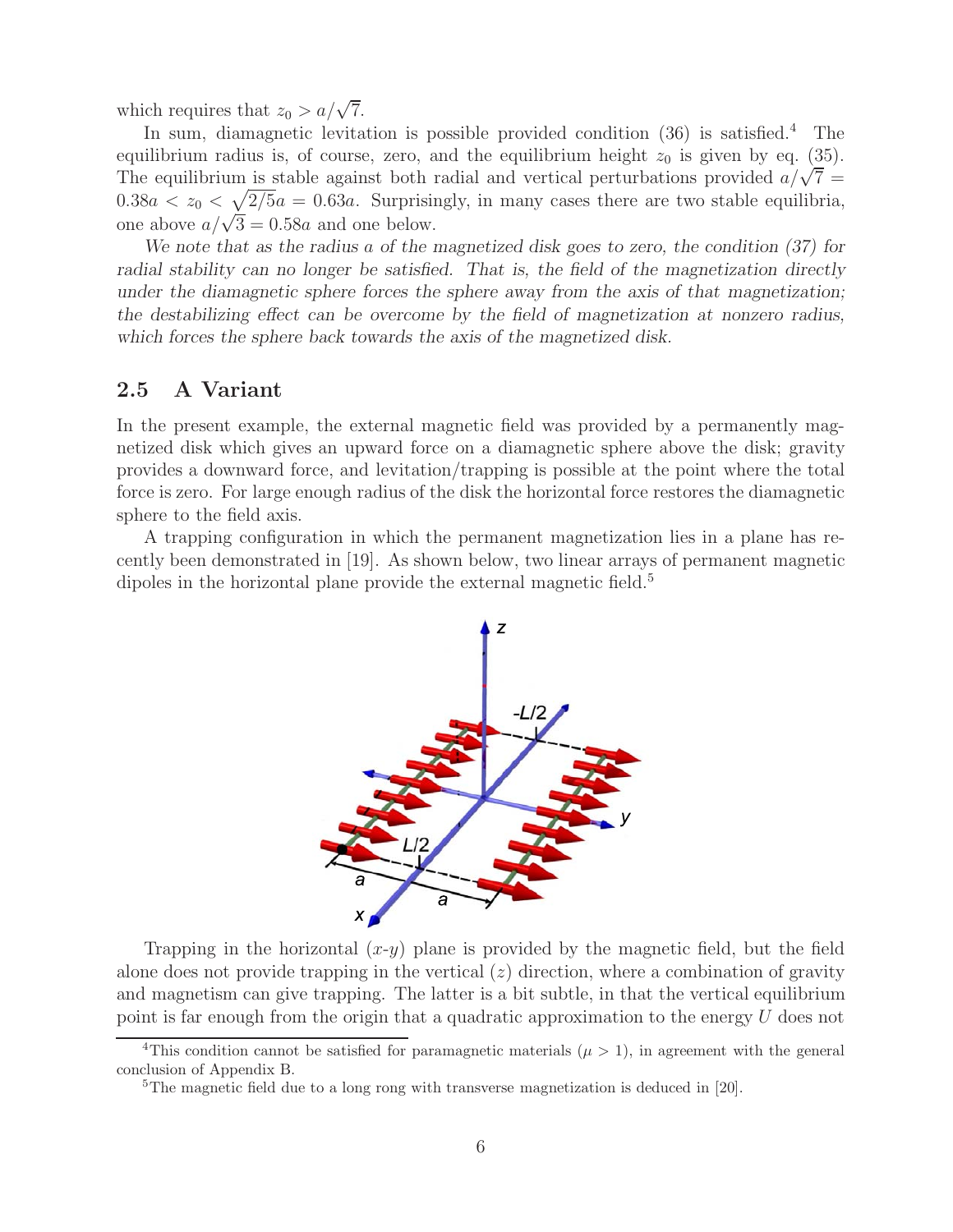which requires that $z_0 > a/\sqrt{7}$.

In sum, diamagnetic levitation is possible provided condition (36) is satisfied.[4] The equilibrium radius is, of course, zero, and the equilibrium height $z_0$ is given by eq. (35). The equilibrium is stable against both radial and vertical perturbations provided $a/\sqrt{7} = 0.38a < z_0 < \sqrt{2/5}a = 0.63a$. Surprisingly, in many cases there are two stable equilibria, one above $a/\sqrt{3} = 0.58a$ and one below.

*We note that as the radius a of the magnetized disk goes to zero, the condition (37) for radial stability can no longer be satisfied. That is, the field of the magnetization directly under the diamagnetic sphere forces the sphere away from the axis of that magnetization; the destabilizing effect can be overcome by the field of magnetization at nonzero radius, which forces the sphere back towards the axis of the magnetized disk.*

## 2.5 A Variant

In the present example, the external magnetic field was provided by a permanently magnetized disk which gives an upward force on a diamagnetic sphere above the disk; gravity provides a downward force, and levitation/trapping is possible at the point where the total force is zero. For large enough radius of the disk the horizontal force restores the diamagnetic sphere to the field axis.

A trapping configuration in which the permanent magnetization lies in a plane has recently been demonstrated in [19]. As shown below, two linear arrays of permanent magnetic dipoles in the horizontal plane provide the external magnetic field.[5]

Trapping in the horizontal ($x$-$y$) plane is provided by the magnetic field, but the field alone does not provide trapping in the vertical ($z$) direction, where a combination of gravity and magnetism can give trapping. The latter is a bit subtle, in that the vertical equilibrium point is far enough from the origin that a quadratic approximation to the energy $U$ does not

[4]This condition cannot be satisfied for paramagnetic materials ($\mu > 1$), in agreement with the general conclusion of Appendix B.

[5]The magnetic field due to a long rong with transverse magnetization is deduced in [20].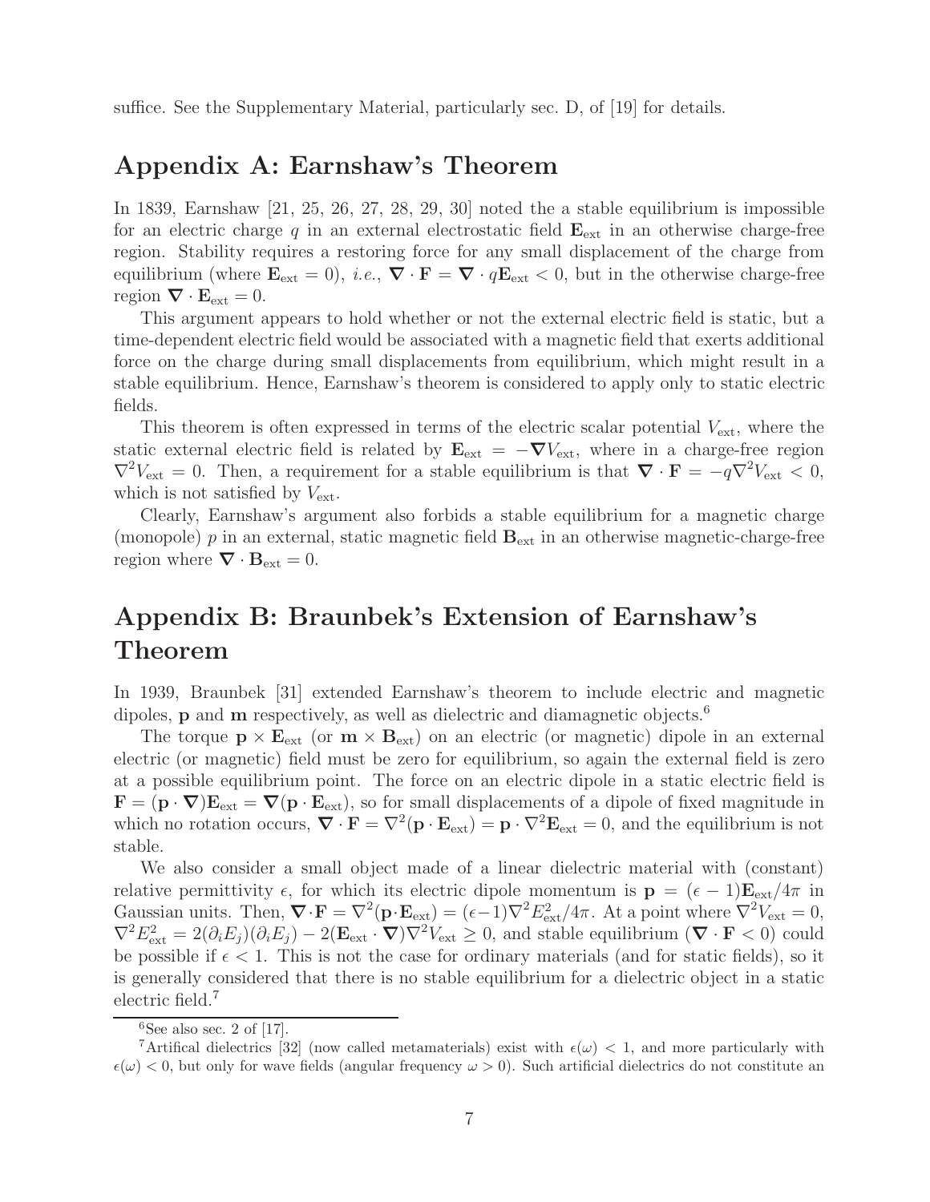suffice. See the Supplementary Material, particularly sec. D, of [19] for details.

## Appendix A: Earnshaw's Theorem

In 1839, Earnshaw [21, 25, 26, 27, 28, 29, 30] noted the a stable equilibrium is impossible for an electric charge $q$ in an external electrostatic field $\mathbf{E}_{\rm ext}$ in an otherwise charge-free region. Stability requires a restoring force for any small displacement of the charge from equilibrium (where $\mathbf{E}_{\rm ext} = 0$), *i.e.*, $\boldsymbol{\nabla} \cdot \mathbf{F} = \boldsymbol{\nabla} \cdot q\mathbf{E}_{\rm ext} < 0$, but in the otherwise charge-free region $\boldsymbol{\nabla} \cdot \mathbf{E}_{\rm ext} = 0$.

This argument appears to hold whether or not the external electric field is static, but a time-dependent electric field would be associated with a magnetic field that exerts additional force on the charge during small displacements from equilibrium, which might result in a stable equilibrium. Hence, Earnshaw's theorem is considered to apply only to static electric fields.

This theorem is often expressed in terms of the electric scalar potential $V_{\rm ext}$, where the static external electric field is related by $\mathbf{E}_{\rm ext} = -\boldsymbol{\nabla} V_{\rm ext}$, where in a charge-free region $\nabla^2 V_{\rm ext} = 0$. Then, a requirement for a stable equilibrium is that $\boldsymbol{\nabla} \cdot \mathbf{F} = -q\nabla^2 V_{\rm ext} < 0$, which is not satisfied by $V_{\rm ext}$.

Clearly, Earnshaw's argument also forbids a stable equilibrium for a magnetic charge (monopole) $p$ in an external, static magnetic field $\mathbf{B}_{\rm ext}$ in an otherwise magnetic-charge-free region where $\boldsymbol{\nabla} \cdot \mathbf{B}_{\rm ext} = 0$.

## Appendix B: Braunbek's Extension of Earnshaw's Theorem

In 1939, Braunbek [31] extended Earnshaw's theorem to include electric and magnetic dipoles, $\mathbf{p}$ and $\mathbf{m}$ respectively, as well as dielectric and diamagnetic objects.[6]

The torque $\mathbf{p} \times \mathbf{E}_{\rm ext}$ (or $\mathbf{m} \times \mathbf{B}_{\rm ext}$) on an electric (or magnetic) dipole in an external electric (or magnetic) field must be zero for equilibrium, so again the external field is zero at a possible equilibrium point. The force on an electric dipole in a static electric field is $\mathbf{F} = (\mathbf{p} \cdot \boldsymbol{\nabla})\mathbf{E}_{\rm ext} = \boldsymbol{\nabla}(\mathbf{p} \cdot \mathbf{E}_{\rm ext})$, so for small displacements of a dipole of fixed magnitude in which no rotation occurs, $\boldsymbol{\nabla} \cdot \mathbf{F} = \nabla^2(\mathbf{p} \cdot \mathbf{E}_{\rm ext}) = \mathbf{p} \cdot \nabla^2 \mathbf{E}_{\rm ext} = 0$, and the equilibrium is not stable.

We also consider a small object made of a linear dielectric material with (constant) relative permittivity $\epsilon$, for which its electric dipole momentum is $\mathbf{p} = (\epsilon - 1)\mathbf{E}_{\rm ext}/4\pi$ in Gaussian units. Then, $\boldsymbol{\nabla} \cdot \mathbf{F} = \nabla^2(\mathbf{p} \cdot \mathbf{E}_{\rm ext}) = (\epsilon - 1)\nabla^2 E_{\rm ext}^2/4\pi$. At a point where $\nabla^2 V_{\rm ext} = 0$, $\nabla^2 E_{\rm ext}^2 = 2(\partial_i E_j)(\partial_i E_j) - 2(\mathbf{E}_{\rm ext} \cdot \boldsymbol{\nabla})\nabla^2 V_{\rm ext} \geq 0$, and stable equilibrium ($\boldsymbol{\nabla} \cdot \mathbf{F} < 0$) could be possible if $\epsilon < 1$. This is not the case for ordinary materials (and for static fields), so it is generally considered that there is no stable equilibrium for a dielectric object in a static electric field.[7]

---

[6] See also sec. 2 of [17].

[7] Artifical dielectrics [32] (now called metamaterials) exist with $\epsilon(\omega) < 1$, and more particularly with $\epsilon(\omega) < 0$, but only for wave fields (angular frequency $\omega > 0$). Such artificial dielectrics do not constitute an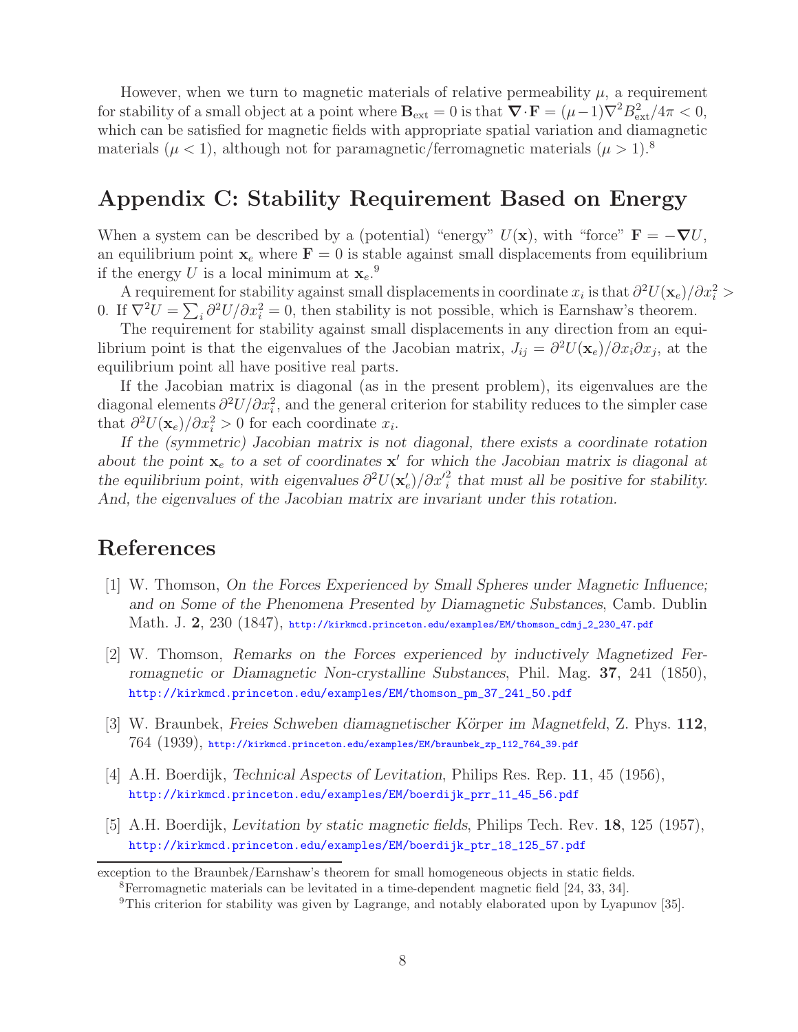However, when we turn to magnetic materials of relative permeability $\mu$, a requirement for stability of a small object at a point where $\mathbf{B}_{\rm ext} = 0$ is that $\boldsymbol{\nabla}\cdot\mathbf{F} = (\mu-1)\nabla^2 B_{\rm ext}^2/4\pi < 0$, which can be satisfied for magnetic fields with appropriate spatial variation and diamagnetic materials ($\mu < 1$), although not for paramagnetic/ferromagnetic materials ($\mu > 1$).[8]

## Appendix C: Stability Requirement Based on Energy

When a system can be described by a (potential) "energy" $U(\mathbf{x})$, with "force" $\mathbf{F} = -\boldsymbol{\nabla}U$, an equilibrium point $\mathbf{x}_e$ where $\mathbf{F} = 0$ is stable against small displacements from equilibrium if the energy $U$ is a local minimum at $\mathbf{x}_e$.[9]

A requirement for stability against small displacements in coordinate $x_i$ is that $\partial^2 U(\mathbf{x}_e)/\partial x_i^2 > 0$. If $\nabla^2 U = \sum_i \partial^2 U/\partial x_i^2 = 0$, then stability is not possible, which is Earnshaw's theorem.

The requirement for stability against small displacements in any direction from an equilibrium point is that the eigenvalues of the Jacobian matrix, $J_{ij} = \partial^2 U(\mathbf{x}_e)/\partial x_i \partial x_j$, at the equilibrium point all have positive real parts.

If the Jacobian matrix is diagonal (as in the present problem), its eigenvalues are the diagonal elements $\partial^2 U/\partial x_i^2$, and the general criterion for stability reduces to the simpler case that $\partial^2 U(\mathbf{x}_e)/\partial x_i^2 > 0$ for each coordinate $x_i$.

*If the (symmetric) Jacobian matrix is not diagonal, there exists a coordinate rotation about the point* $\mathbf{x}_e$ *to a set of coordinates* $\mathbf{x}'$ *for which the Jacobian matrix is diagonal at the equilibrium point, with eigenvalues* $\partial^2 U(\mathbf{x}'_e)/\partial x_i'^2$ *that must all be positive for stability. And, the eigenvalues of the Jacobian matrix are invariant under this rotation.*

## References

[1] W. Thomson, *On the Forces Experienced by Small Spheres under Magnetic Influence; and on Some of the Phenomena Presented by Diamagnetic Substances*, Camb. Dublin Math. J. **2**, 230 (1847), http://kirkmcd.princeton.edu/examples/EM/thomson_cdmj_2_230_47.pdf

[2] W. Thomson, *Remarks on the Forces experienced by inductively Magnetized Ferromagnetic or Diamagnetic Non-crystalline Substances*, Phil. Mag. **37**, 241 (1850), http://kirkmcd.princeton.edu/examples/EM/thomson_pm_37_241_50.pdf

[3] W. Braunbek, *Freies Schweben diamagnetischer Körper im Magnetfeld*, Z. Phys. **112**, 764 (1939), http://kirkmcd.princeton.edu/examples/EM/braunbek_zp_112_764_39.pdf

[4] A.H. Boerdijk, *Technical Aspects of Levitation*, Philips Res. Rep. **11**, 45 (1956), http://kirkmcd.princeton.edu/examples/EM/boerdijk_prr_11_45_56.pdf

[5] A.H. Boerdijk, *Levitation by static magnetic fields*, Philips Tech. Rev. **18**, 125 (1957), http://kirkmcd.princeton.edu/examples/EM/boerdijk_ptr_18_125_57.pdf

---

exception to the Braunbek/Earnshaw's theorem for small homogeneous objects in static fields.

[8] Ferromagnetic materials can be levitated in a time-dependent magnetic field [24, 33, 34].

[9] This criterion for stability was given by Lagrange, and notably elaborated upon by Lyapunov [35].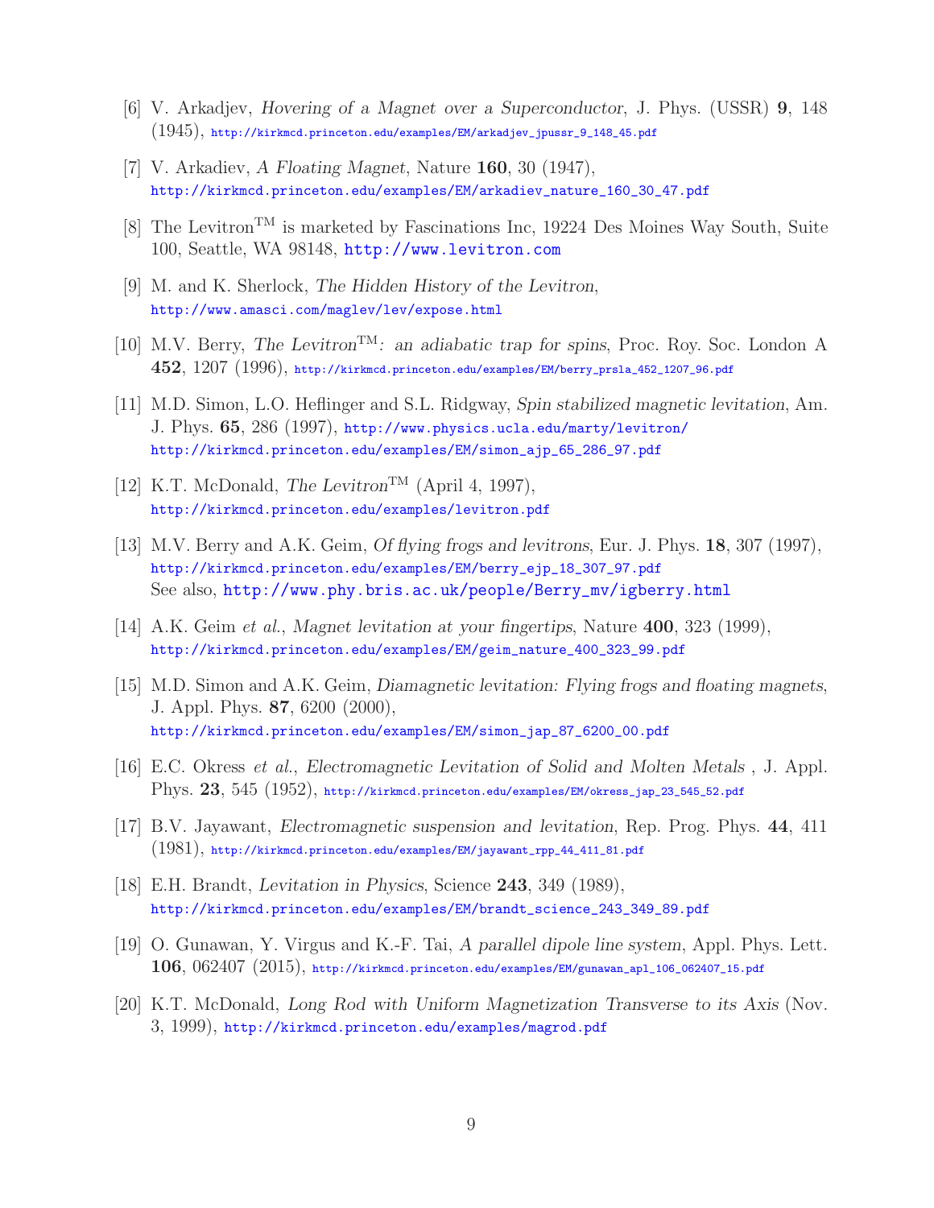[6] V. Arkadjev, *Hovering of a Magnet over a Superconductor*, J. Phys. (USSR) **9**, 148 (1945), http://kirkmcd.princeton.edu/examples/EM/arkadjev_jpussr_9_148_45.pdf

[7] V. Arkadiev, *A Floating Magnet*, Nature **160**, 30 (1947), http://kirkmcd.princeton.edu/examples/EM/arkadiev_nature_160_30_47.pdf

[8] The Levitron™ is marketed by Fascinations Inc, 19224 Des Moines Way South, Suite 100, Seattle, WA 98148, http://www.levitron.com

[9] M. and K. Sherlock, *The Hidden History of the Levitron*, http://www.amasci.com/maglev/lev/expose.html

[10] M.V. Berry, *The Levitron™: an adiabatic trap for spins*, Proc. Roy. Soc. London A **452**, 1207 (1996), http://kirkmcd.princeton.edu/examples/EM/berry_prsla_452_1207_96.pdf

[11] M.D. Simon, L.O. Heflinger and S.L. Ridgway, *Spin stabilized magnetic levitation*, Am. J. Phys. **65**, 286 (1997), http://www.physics.ucla.edu/marty/levitron/ http://kirkmcd.princeton.edu/examples/EM/simon_ajp_65_286_97.pdf

[12] K.T. McDonald, *The Levitron™* (April 4, 1997), http://kirkmcd.princeton.edu/examples/levitron.pdf

[13] M.V. Berry and A.K. Geim, *Of flying frogs and levitrons*, Eur. J. Phys. **18**, 307 (1997), http://kirkmcd.princeton.edu/examples/EM/berry_ejp_18_307_97.pdf
See also, http://www.phy.bris.ac.uk/people/Berry_mv/igberry.html

[14] A.K. Geim *et al.*, *Magnet levitation at your fingertips*, Nature **400**, 323 (1999), http://kirkmcd.princeton.edu/examples/EM/geim_nature_400_323_99.pdf

[15] M.D. Simon and A.K. Geim, *Diamagnetic levitation: Flying frogs and floating magnets*, J. Appl. Phys. **87**, 6200 (2000), http://kirkmcd.princeton.edu/examples/EM/simon_jap_87_6200_00.pdf

[16] E.C. Okress *et al.*, *Electromagnetic Levitation of Solid and Molten Metals* , J. Appl. Phys. **23**, 545 (1952), http://kirkmcd.princeton.edu/examples/EM/okress_jap_23_545_52.pdf

[17] B.V. Jayawant, *Electromagnetic suspension and levitation*, Rep. Prog. Phys. **44**, 411 (1981), http://kirkmcd.princeton.edu/examples/EM/jayawant_rpp_44_411_81.pdf

[18] E.H. Brandt, *Levitation in Physics*, Science **243**, 349 (1989), http://kirkmcd.princeton.edu/examples/EM/brandt_science_243_349_89.pdf

[19] O. Gunawan, Y. Virgus and K.-F. Tai, *A parallel dipole line system*, Appl. Phys. Lett. **106**, 062407 (2015), http://kirkmcd.princeton.edu/examples/EM/gunawan_apl_106_062407_15.pdf

[20] K.T. McDonald, *Long Rod with Uniform Magnetization Transverse to its Axis* (Nov. 3, 1999), http://kirkmcd.princeton.edu/examples/magrod.pdf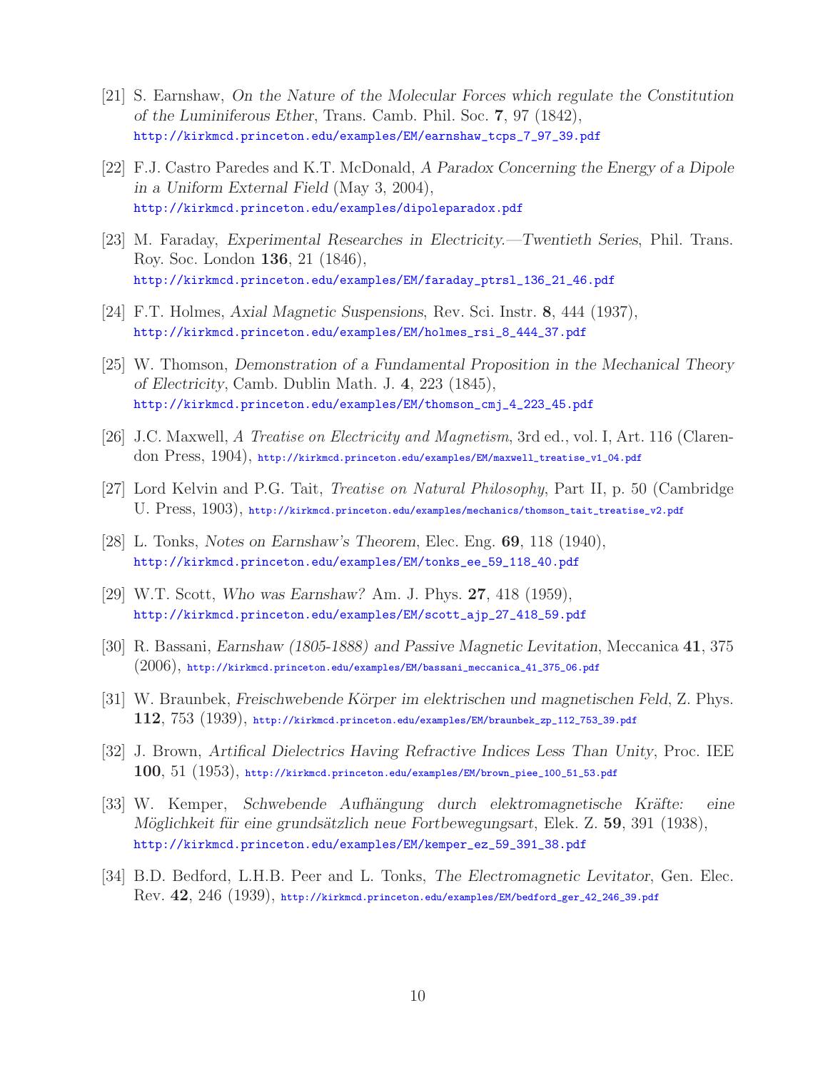[21] S. Earnshaw, *On the Nature of the Molecular Forces which regulate the Constitution of the Luminiferous Ether*, Trans. Camb. Phil. Soc. **7**, 97 (1842), http://kirkmcd.princeton.edu/examples/EM/earnshaw_tcps_7_97_39.pdf

[22] F.J. Castro Paredes and K.T. McDonald, *A Paradox Concerning the Energy of a Dipole in a Uniform External Field* (May 3, 2004), http://kirkmcd.princeton.edu/examples/dipoleparadox.pdf

[23] M. Faraday, *Experimental Researches in Electricity.—Twentieth Series*, Phil. Trans. Roy. Soc. London **136**, 21 (1846), http://kirkmcd.princeton.edu/examples/EM/faraday_ptrsl_136_21_46.pdf

[24] F.T. Holmes, *Axial Magnetic Suspensions*, Rev. Sci. Instr. **8**, 444 (1937), http://kirkmcd.princeton.edu/examples/EM/holmes_rsi_8_444_37.pdf

[25] W. Thomson, *Demonstration of a Fundamental Proposition in the Mechanical Theory of Electricity*, Camb. Dublin Math. J. **4**, 223 (1845), http://kirkmcd.princeton.edu/examples/EM/thomson_cmj_4_223_45.pdf

[26] J.C. Maxwell, *A Treatise on Electricity and Magnetism*, 3rd ed., vol. I, Art. 116 (Clarendon Press, 1904), http://kirkmcd.princeton.edu/examples/EM/maxwell_treatise_v1_04.pdf

[27] Lord Kelvin and P.G. Tait, *Treatise on Natural Philosophy*, Part II, p. 50 (Cambridge U. Press, 1903), http://kirkmcd.princeton.edu/examples/mechanics/thomson_tait_treatise_v2.pdf

[28] L. Tonks, *Notes on Earnshaw's Theorem*, Elec. Eng. **69**, 118 (1940), http://kirkmcd.princeton.edu/examples/EM/tonks_ee_59_118_40.pdf

[29] W.T. Scott, *Who was Earnshaw?* Am. J. Phys. **27**, 418 (1959), http://kirkmcd.princeton.edu/examples/EM/scott_ajp_27_418_59.pdf

[30] R. Bassani, *Earnshaw (1805-1888) and Passive Magnetic Levitation*, Meccanica **41**, 375 (2006), http://kirkmcd.princeton.edu/examples/EM/bassani_meccanica_41_375_06.pdf

[31] W. Braunbek, *Freischwebende Körper im elektrischen und magnetischen Feld*, Z. Phys. **112**, 753 (1939), http://kirkmcd.princeton.edu/examples/EM/braunbek_zp_112_753_39.pdf

[32] J. Brown, *Artifical Dielectrics Having Refractive Indices Less Than Unity*, Proc. IEE **100**, 51 (1953), http://kirkmcd.princeton.edu/examples/EM/brown_piee_100_51_53.pdf

[33] W. Kemper, *Schwebende Aufhängung durch elektromagnetische Kräfte: eine Möglichkeit für eine grundsätzlich neue Fortbewegungsart*, Elek. Z. **59**, 391 (1938), http://kirkmcd.princeton.edu/examples/EM/kemper_ez_59_391_38.pdf

[34] B.D. Bedford, L.H.B. Peer and L. Tonks, *The Electromagnetic Levitator*, Gen. Elec. Rev. **42**, 246 (1939), http://kirkmcd.princeton.edu/examples/EM/bedford_ger_42_246_39.pdf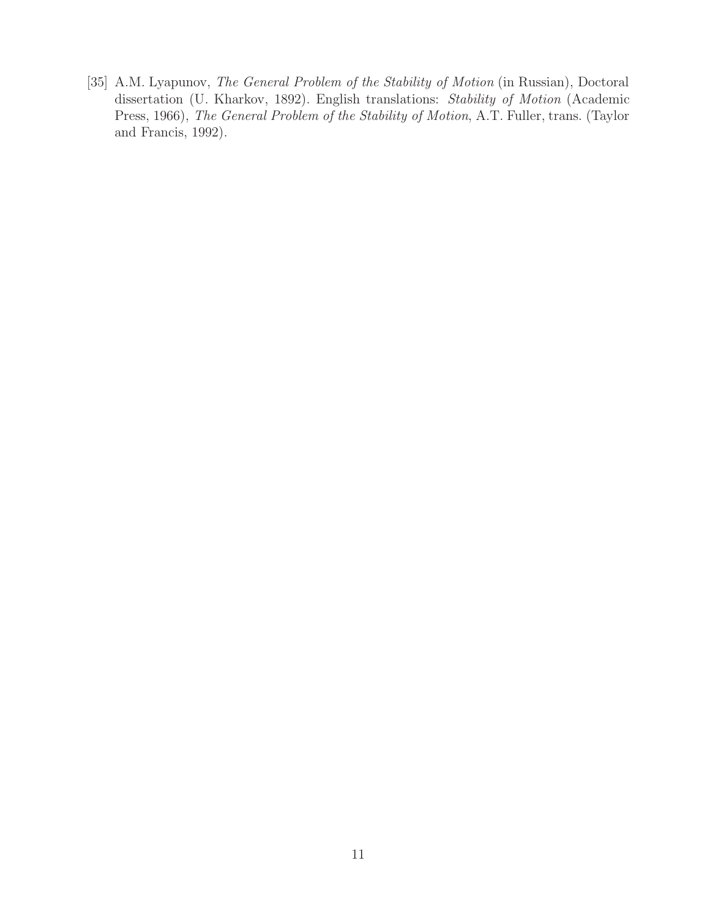[35] A.M. Lyapunov, *The General Problem of the Stability of Motion* (in Russian), Doctoral dissertation (U. Kharkov, 1892). English translations: *Stability of Motion* (Academic Press, 1966), *The General Problem of the Stability of Motion*, A.T. Fuller, trans. (Taylor and Francis, 1992).